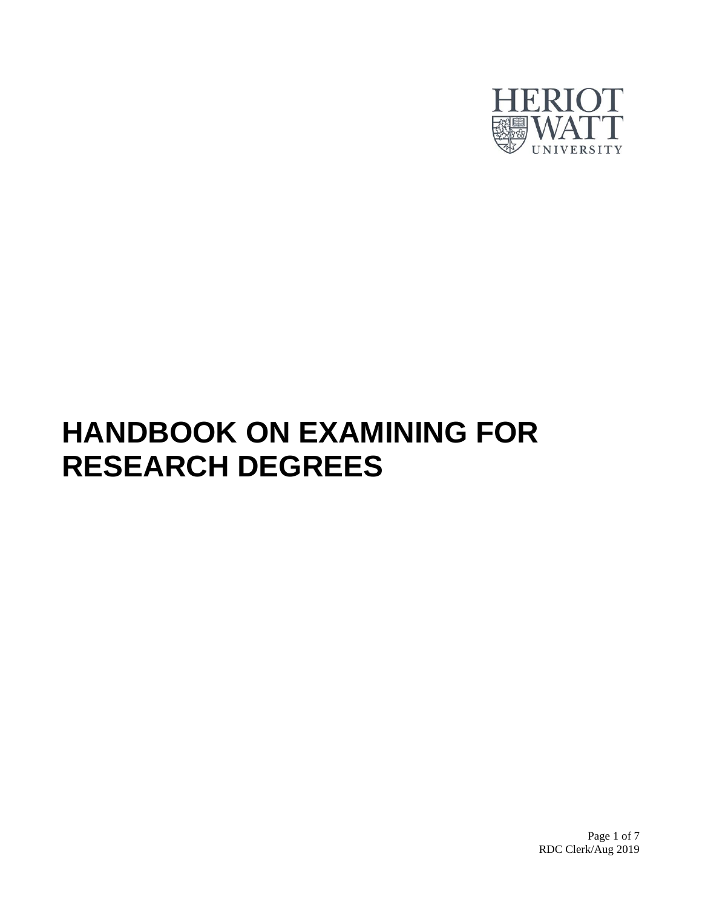# HANDBOOK ON EXAMINING FOR RESEARCH DEGREES

RDC Clerk/Aug 2019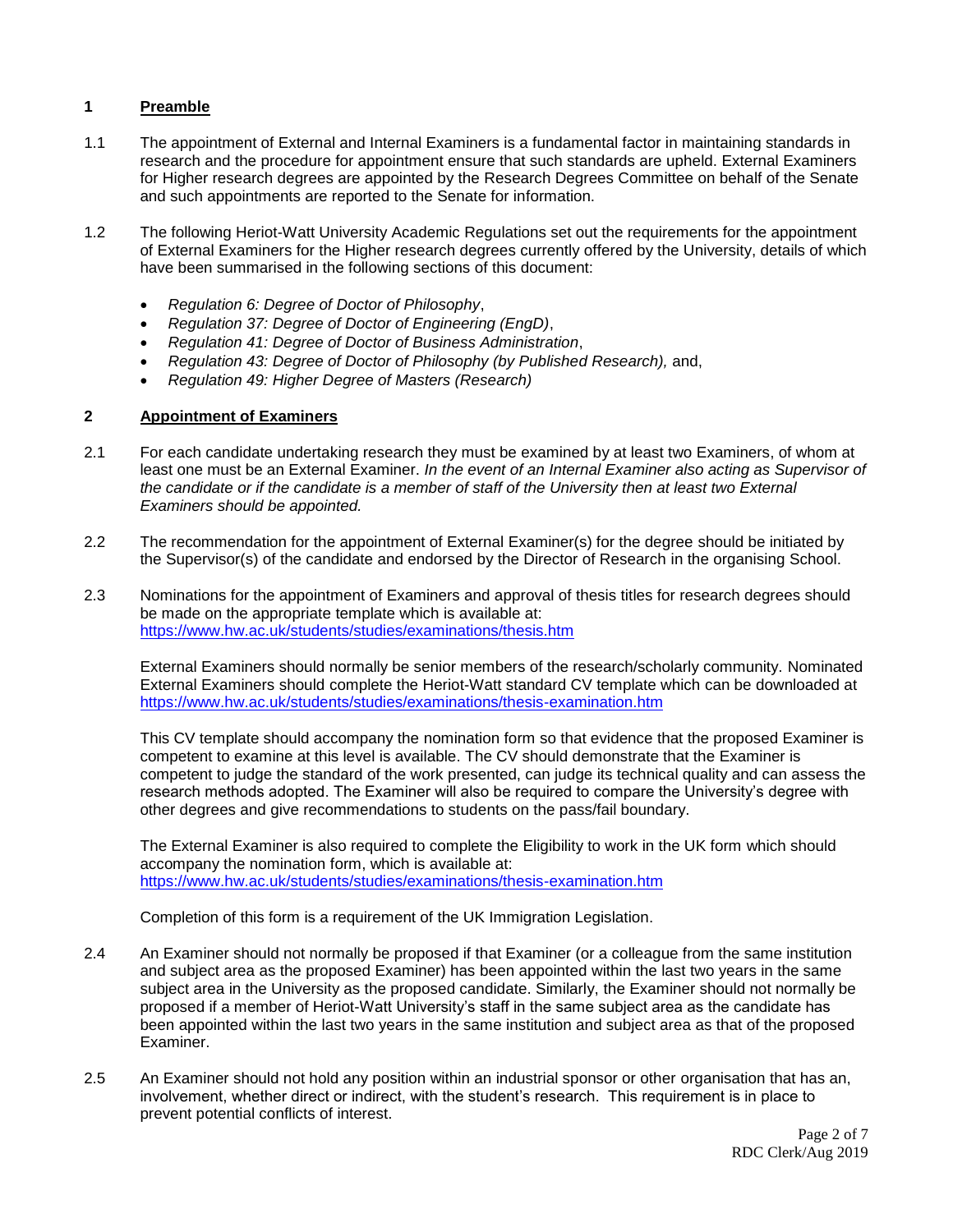## 1 Preamble

1.1 The appointment of External and Internal Examiners is a fundamental factor in maintaining standards in research and the procedure for appointment ensure that such standards are upheld. External Examiners for Higher research degrees are appointed by the Research Degrees Committee on behalf of the Senate and such appointments are reported to the Senate for information.

1.2 The following Heriot-Watt University Academic Regulations set out the requirements for the appointment of External Examiners for the Higher research degrees currently offered by the University, details of which have been summarised in the following sections of this document:

- *Regulation 6: Degree of Doctor of Philosophy*,
- *Regulation 37: Degree of Doctor of Engineering (EngD)*,
- *Regulation 41: Degree of Doctor of Business Administration*,
- *Regulation 43: Degree of Doctor of Philosophy (by Published Research),* and,
- *Regulation 49: Higher Degree of Masters (Research)*

## 2 Appointment of Examiners

2.1 For each candidate undertaking research they must be examined by at least two Examiners, of whom at least one must be an External Examiner. *In the event of an Internal Examiner also acting as Supervisor of the candidate or if the candidate is a member of staff of the University then at least two External Examiners should be appointed.*

2.2 The recommendation for the appointment of External Examiner(s) for the degree should be initiated by the Supervisor(s) of the candidate and endorsed by the Director of Research in the organising School.

2.3 Nominations for the appointment of Examiners and approval of thesis titles for research degrees should be made on the appropriate template which is available at: https://www.hw.ac.uk/students/studies/examinations/thesis.htm

External Examiners should normally be senior members of the research/scholarly community. Nominated External Examiners should complete the Heriot-Watt standard CV template which can be downloaded at https://www.hw.ac.uk/students/studies/examinations/thesis-examination.htm

This CV template should accompany the nomination form so that evidence that the proposed Examiner is competent to examine at this level is available. The CV should demonstrate that the Examiner is competent to judge the standard of the work presented, can judge its technical quality and can assess the research methods adopted. The Examiner will also be required to compare the University's degree with other degrees and give recommendations to students on the pass/fail boundary.

The External Examiner is also required to complete the Eligibility to work in the UK form which should accompany the nomination form, which is available at: https://www.hw.ac.uk/students/studies/examinations/thesis-examination.htm

Completion of this form is a requirement of the UK Immigration Legislation.

2.4 An Examiner should not normally be proposed if that Examiner (or a colleague from the same institution and subject area as the proposed Examiner) has been appointed within the last two years in the same subject area in the University as the proposed candidate. Similarly, the Examiner should not normally be proposed if a member of Heriot-Watt University's staff in the same subject area as the candidate has been appointed within the last two years in the same institution and subject area as that of the proposed Examiner.

2.5 An Examiner should not hold any position within an industrial sponsor or other organisation that has an, involvement, whether direct or indirect, with the student's research. This requirement is in place to prevent potential conflicts of interest.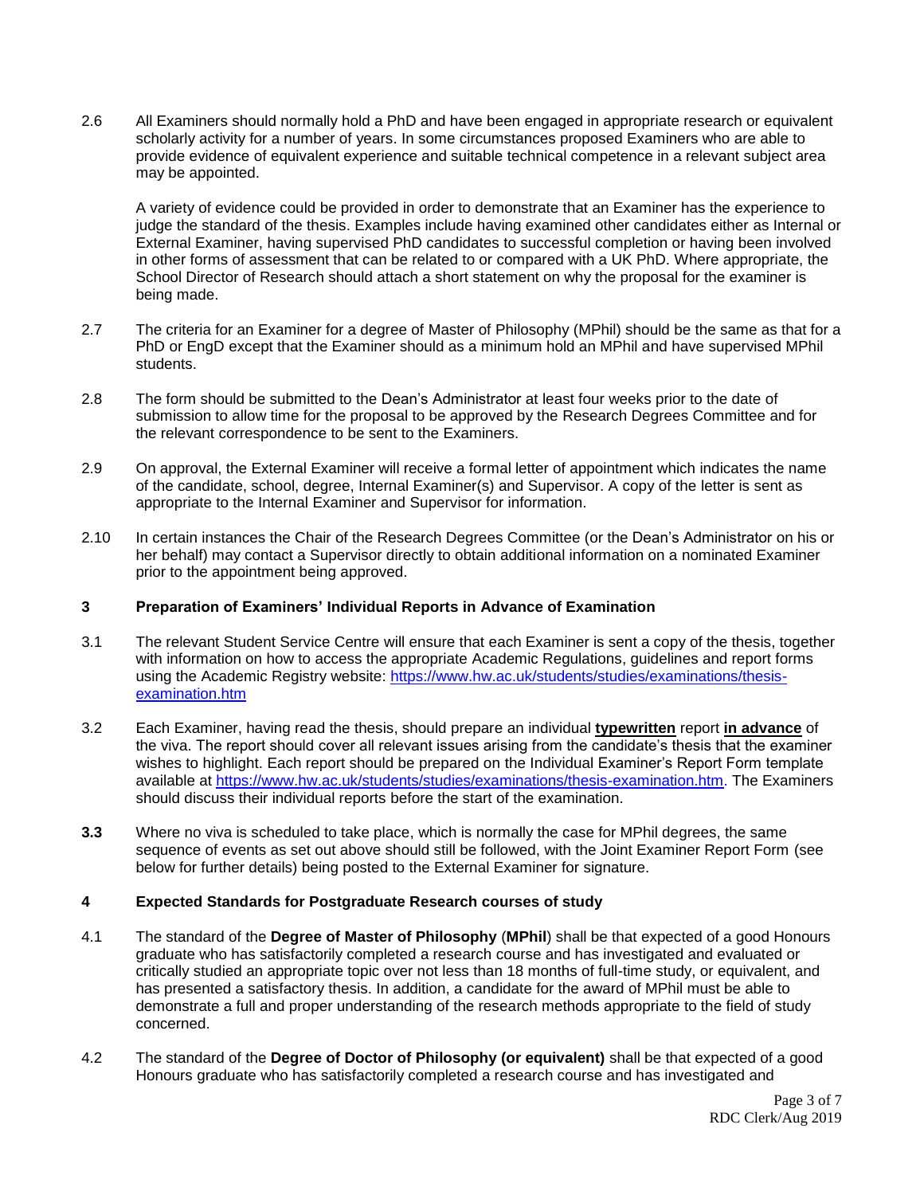2.6 All Examiners should normally hold a PhD and have been engaged in appropriate research or equivalent scholarly activity for a number of years. In some circumstances proposed Examiners who are able to provide evidence of equivalent experience and suitable technical competence in a relevant subject area may be appointed.

A variety of evidence could be provided in order to demonstrate that an Examiner has the experience to judge the standard of the thesis. Examples include having examined other candidates either as Internal or External Examiner, having supervised PhD candidates to successful completion or having been involved in other forms of assessment that can be related to or compared with a UK PhD. Where appropriate, the School Director of Research should attach a short statement on why the proposal for the examiner is being made.

2.7 The criteria for an Examiner for a degree of Master of Philosophy (MPhil) should be the same as that for a PhD or EngD except that the Examiner should as a minimum hold an MPhil and have supervised MPhil students.

2.8 The form should be submitted to the Dean's Administrator at least four weeks prior to the date of submission to allow time for the proposal to be approved by the Research Degrees Committee and for the relevant correspondence to be sent to the Examiners.

2.9 On approval, the External Examiner will receive a formal letter of appointment which indicates the name of the candidate, school, degree, Internal Examiner(s) and Supervisor. A copy of the letter is sent as appropriate to the Internal Examiner and Supervisor for information.

2.10 In certain instances the Chair of the Research Degrees Committee (or the Dean's Administrator on his or her behalf) may contact a Supervisor directly to obtain additional information on a nominated Examiner prior to the appointment being approved.

## 3 Preparation of Examiners' Individual Reports in Advance of Examination

3.1 The relevant Student Service Centre will ensure that each Examiner is sent a copy of the thesis, together with information on how to access the appropriate Academic Regulations, guidelines and report forms using the Academic Registry website: https://www.hw.ac.uk/students/studies/examinations/thesis-examination.htm

3.2 Each Examiner, having read the thesis, should prepare an individual **typewritten** report **in advance** of the viva. The report should cover all relevant issues arising from the candidate's thesis that the examiner wishes to highlight. Each report should be prepared on the Individual Examiner's Report Form template available at https://www.hw.ac.uk/students/studies/examinations/thesis-examination.htm. The Examiners should discuss their individual reports before the start of the examination.

**3.3** Where no viva is scheduled to take place, which is normally the case for MPhil degrees, the same sequence of events as set out above should still be followed, with the Joint Examiner Report Form (see below for further details) being posted to the External Examiner for signature.

## 4 Expected Standards for Postgraduate Research courses of study

4.1 The standard of the **Degree of Master of Philosophy** (**MPhil**) shall be that expected of a good Honours graduate who has satisfactorily completed a research course and has investigated and evaluated or critically studied an appropriate topic over not less than 18 months of full-time study, or equivalent, and has presented a satisfactory thesis. In addition, a candidate for the award of MPhil must be able to demonstrate a full and proper understanding of the research methods appropriate to the field of study concerned.

4.2 The standard of the **Degree of Doctor of Philosophy (or equivalent)** shall be that expected of a good Honours graduate who has satisfactorily completed a research course and has investigated and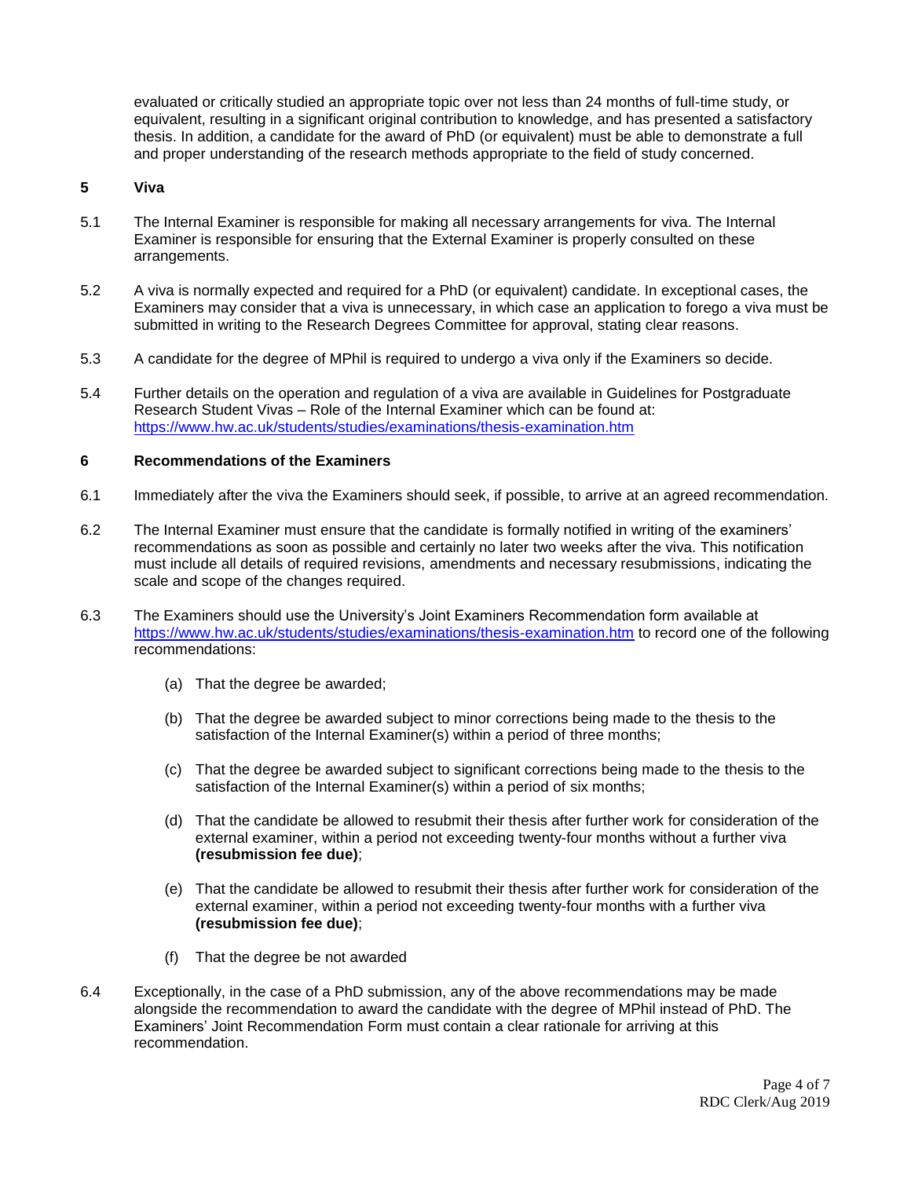evaluated or critically studied an appropriate topic over not less than 24 months of full-time study, or equivalent, resulting in a significant original contribution to knowledge, and has presented a satisfactory thesis. In addition, a candidate for the award of PhD (or equivalent) must be able to demonstrate a full and proper understanding of the research methods appropriate to the field of study concerned.

## 5 Viva

5.1 The Internal Examiner is responsible for making all necessary arrangements for viva. The Internal Examiner is responsible for ensuring that the External Examiner is properly consulted on these arrangements.

5.2 A viva is normally expected and required for a PhD (or equivalent) candidate. In exceptional cases, the Examiners may consider that a viva is unnecessary, in which case an application to forego a viva must be submitted in writing to the Research Degrees Committee for approval, stating clear reasons.

5.3 A candidate for the degree of MPhil is required to undergo a viva only if the Examiners so decide.

5.4 Further details on the operation and regulation of a viva are available in Guidelines for Postgraduate Research Student Vivas – Role of the Internal Examiner which can be found at: https://www.hw.ac.uk/students/studies/examinations/thesis-examination.htm

## 6 Recommendations of the Examiners

6.1 Immediately after the viva the Examiners should seek, if possible, to arrive at an agreed recommendation.

6.2 The Internal Examiner must ensure that the candidate is formally notified in writing of the examiners' recommendations as soon as possible and certainly no later two weeks after the viva. This notification must include all details of required revisions, amendments and necessary resubmissions, indicating the scale and scope of the changes required.

6.3 The Examiners should use the University's Joint Examiners Recommendation form available at https://www.hw.ac.uk/students/studies/examinations/thesis-examination.htm to record one of the following recommendations:

(a) That the degree be awarded;

(b) That the degree be awarded subject to minor corrections being made to the thesis to the satisfaction of the Internal Examiner(s) within a period of three months;

(c) That the degree be awarded subject to significant corrections being made to the thesis to the satisfaction of the Internal Examiner(s) within a period of six months;

(d) That the candidate be allowed to resubmit their thesis after further work for consideration of the external examiner, within a period not exceeding twenty-four months without a further viva **(resubmission fee due)**;

(e) That the candidate be allowed to resubmit their thesis after further work for consideration of the external examiner, within a period not exceeding twenty-four months with a further viva **(resubmission fee due)**;

(f) That the degree be not awarded

6.4 Exceptionally, in the case of a PhD submission, any of the above recommendations may be made alongside the recommendation to award the candidate with the degree of MPhil instead of PhD. The Examiners' Joint Recommendation Form must contain a clear rationale for arriving at this recommendation.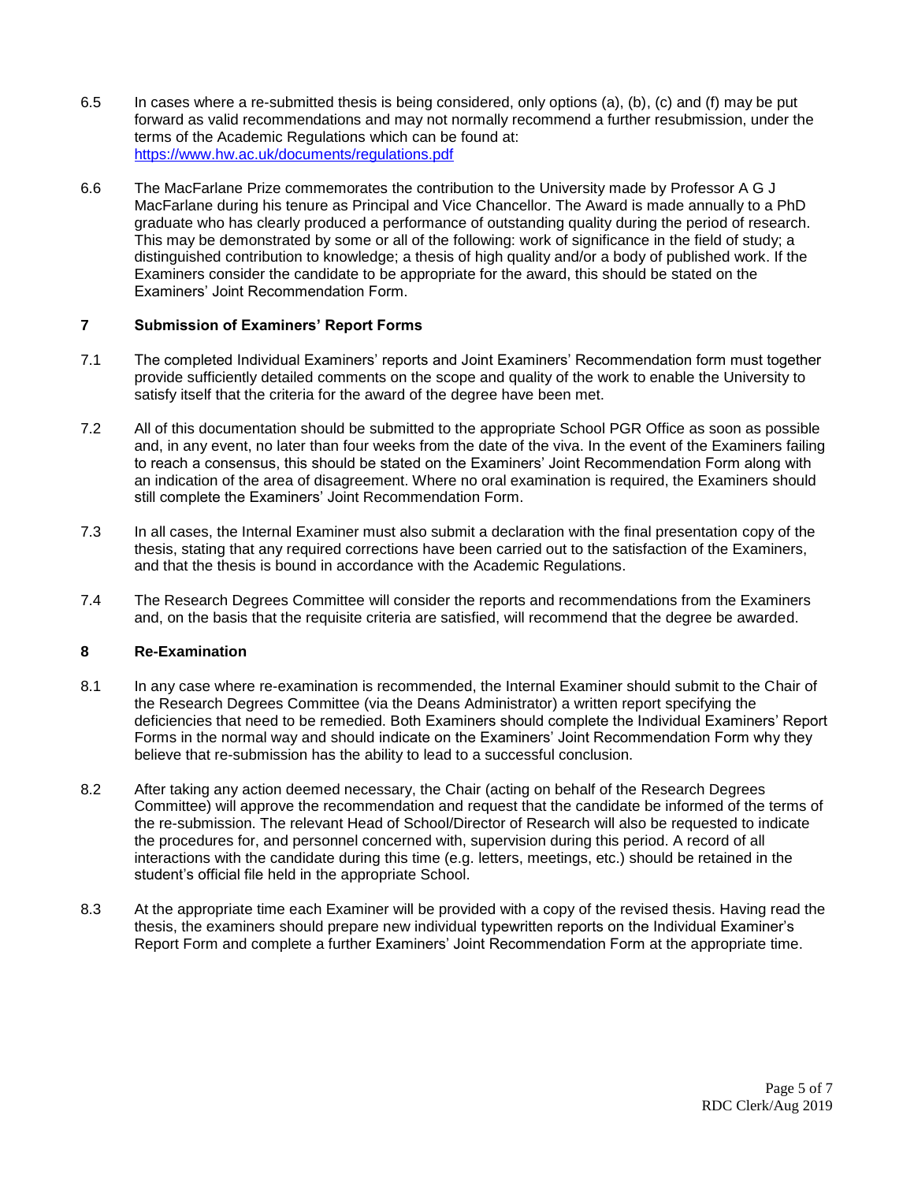6.5 In cases where a re-submitted thesis is being considered, only options (a), (b), (c) and (f) may be put forward as valid recommendations and may not normally recommend a further resubmission, under the terms of the Academic Regulations which can be found at: https://www.hw.ac.uk/documents/regulations.pdf

6.6 The MacFarlane Prize commemorates the contribution to the University made by Professor A G J MacFarlane during his tenure as Principal and Vice Chancellor. The Award is made annually to a PhD graduate who has clearly produced a performance of outstanding quality during the period of research. This may be demonstrated by some or all of the following: work of significance in the field of study; a distinguished contribution to knowledge; a thesis of high quality and/or a body of published work. If the Examiners consider the candidate to be appropriate for the award, this should be stated on the Examiners' Joint Recommendation Form.

## 7 Submission of Examiners' Report Forms

7.1 The completed Individual Examiners' reports and Joint Examiners' Recommendation form must together provide sufficiently detailed comments on the scope and quality of the work to enable the University to satisfy itself that the criteria for the award of the degree have been met.

7.2 All of this documentation should be submitted to the appropriate School PGR Office as soon as possible and, in any event, no later than four weeks from the date of the viva. In the event of the Examiners failing to reach a consensus, this should be stated on the Examiners' Joint Recommendation Form along with an indication of the area of disagreement. Where no oral examination is required, the Examiners should still complete the Examiners' Joint Recommendation Form.

7.3 In all cases, the Internal Examiner must also submit a declaration with the final presentation copy of the thesis, stating that any required corrections have been carried out to the satisfaction of the Examiners, and that the thesis is bound in accordance with the Academic Regulations.

7.4 The Research Degrees Committee will consider the reports and recommendations from the Examiners and, on the basis that the requisite criteria are satisfied, will recommend that the degree be awarded.

## 8 Re-Examination

8.1 In any case where re-examination is recommended, the Internal Examiner should submit to the Chair of the Research Degrees Committee (via the Deans Administrator) a written report specifying the deficiencies that need to be remedied. Both Examiners should complete the Individual Examiners' Report Forms in the normal way and should indicate on the Examiners' Joint Recommendation Form why they believe that re-submission has the ability to lead to a successful conclusion.

8.2 After taking any action deemed necessary, the Chair (acting on behalf of the Research Degrees Committee) will approve the recommendation and request that the candidate be informed of the terms of the re-submission. The relevant Head of School/Director of Research will also be requested to indicate the procedures for, and personnel concerned with, supervision during this period. A record of all interactions with the candidate during this time (e.g. letters, meetings, etc.) should be retained in the student's official file held in the appropriate School.

8.3 At the appropriate time each Examiner will be provided with a copy of the revised thesis. Having read the thesis, the examiners should prepare new individual typewritten reports on the Individual Examiner's Report Form and complete a further Examiners' Joint Recommendation Form at the appropriate time.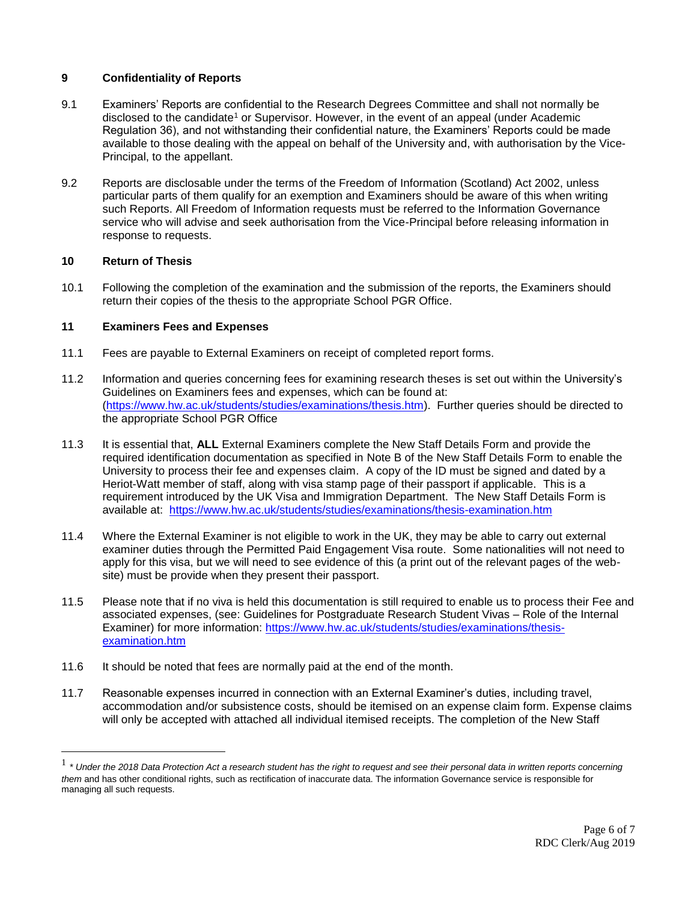## 9 Confidentiality of Reports

9.1 Examiners' Reports are confidential to the Research Degrees Committee and shall not normally be disclosed to the candidate[1] or Supervisor. However, in the event of an appeal (under Academic Regulation 36), and not withstanding their confidential nature, the Examiners' Reports could be made available to those dealing with the appeal on behalf of the University and, with authorisation by the Vice-Principal, to the appellant.

9.2 Reports are disclosable under the terms of the Freedom of Information (Scotland) Act 2002, unless particular parts of them qualify for an exemption and Examiners should be aware of this when writing such Reports. All Freedom of Information requests must be referred to the Information Governance service who will advise and seek authorisation from the Vice-Principal before releasing information in response to requests.

## 10 Return of Thesis

10.1 Following the completion of the examination and the submission of the reports, the Examiners should return their copies of the thesis to the appropriate School PGR Office.

## 11 Examiners Fees and Expenses

11.1 Fees are payable to External Examiners on receipt of completed report forms.

11.2 Information and queries concerning fees for examining research theses is set out within the University's Guidelines on Examiners fees and expenses, which can be found at: (https://www.hw.ac.uk/students/studies/examinations/thesis.htm). Further queries should be directed to the appropriate School PGR Office

11.3 It is essential that, **ALL** External Examiners complete the New Staff Details Form and provide the required identification documentation as specified in Note B of the New Staff Details Form to enable the University to process their fee and expenses claim. A copy of the ID must be signed and dated by a Heriot-Watt member of staff, along with visa stamp page of their passport if applicable. This is a requirement introduced by the UK Visa and Immigration Department. The New Staff Details Form is available at: https://www.hw.ac.uk/students/studies/examinations/thesis-examination.htm

11.4 Where the External Examiner is not eligible to work in the UK, they may be able to carry out external examiner duties through the Permitted Paid Engagement Visa route. Some nationalities will not need to apply for this visa, but we will need to see evidence of this (a print out of the relevant pages of the web-site) must be provide when they present their passport.

11.5 Please note that if no viva is held this documentation is still required to enable us to process their Fee and associated expenses, (see: Guidelines for Postgraduate Research Student Vivas – Role of the Internal Examiner) for more information: https://www.hw.ac.uk/students/studies/examinations/thesis-examination.htm

11.6 It should be noted that fees are normally paid at the end of the month.

11.7 Reasonable expenses incurred in connection with an External Examiner's duties, including travel, accommodation and/or subsistence costs, should be itemised on an expense claim form. Expense claims will only be accepted with attached all individual itemised receipts. The completion of the New Staff

---

[1] *\* Under the 2018 Data Protection Act a research student has the right to request and see their personal data in written reports concerning them* and has other conditional rights, such as rectification of inaccurate data. The information Governance service is responsible for managing all such requests.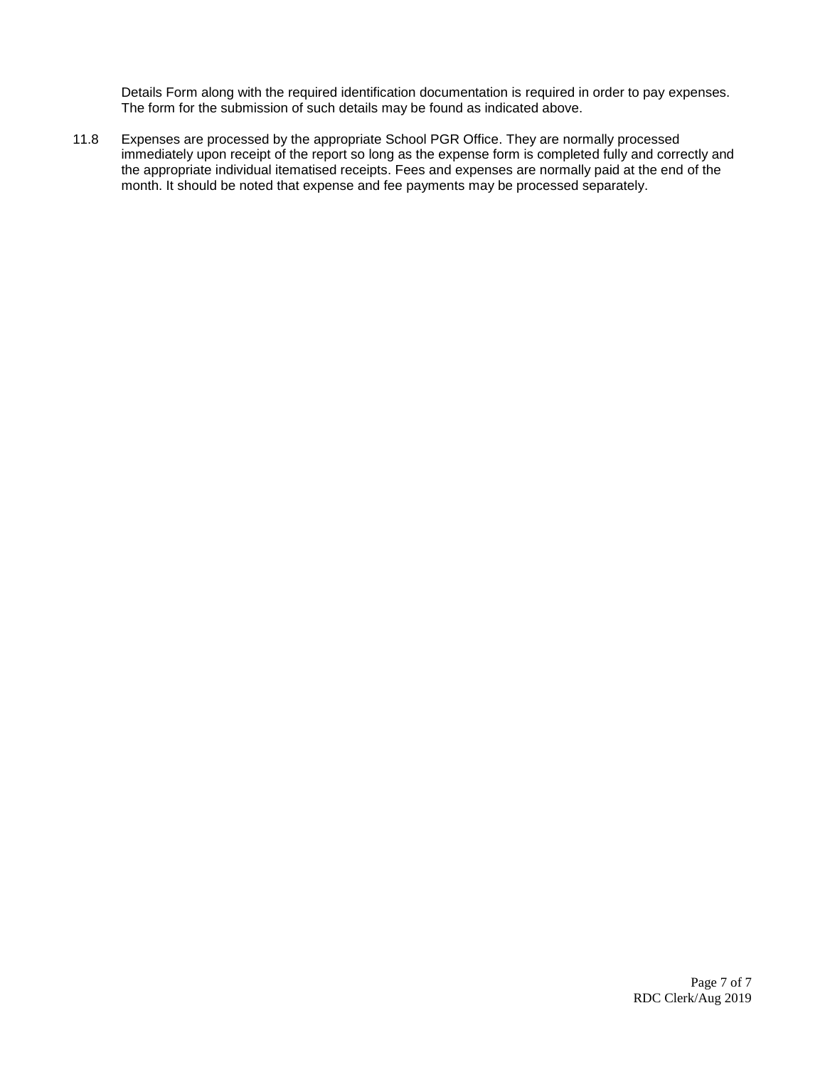Details Form along with the required identification documentation is required in order to pay expenses. The form for the submission of such details may be found as indicated above.

11.8 Expenses are processed by the appropriate School PGR Office. They are normally processed immediately upon receipt of the report so long as the expense form is completed fully and correctly and the appropriate individual itematised receipts. Fees and expenses are normally paid at the end of the month. It should be noted that expense and fee payments may be processed separately.